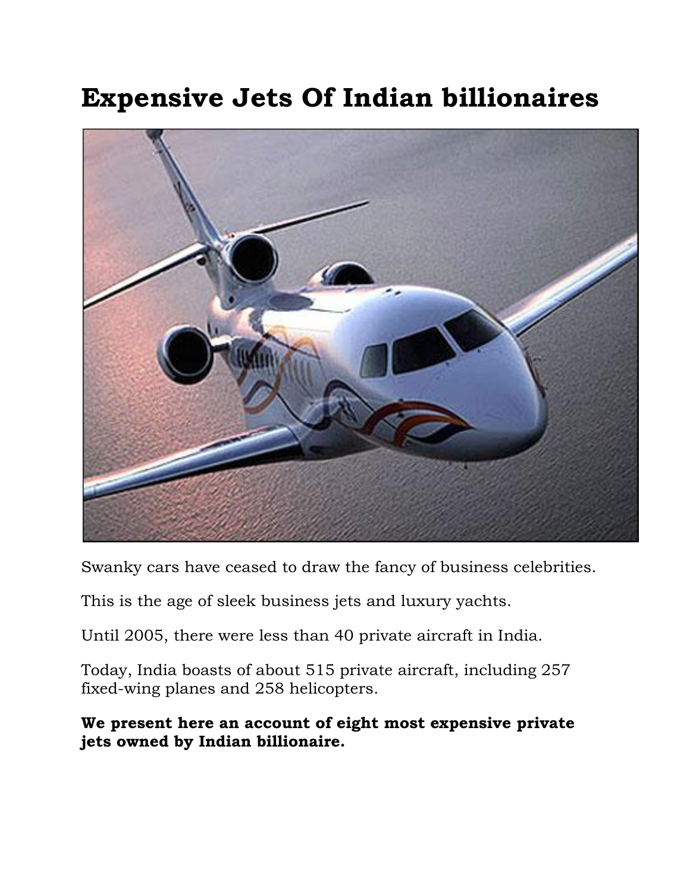# Expensive Jets Of Indian billionaires

Swanky cars have ceased to draw the fancy of business celebrities.

This is the age of sleek business jets and luxury yachts.

Until 2005, there were less than 40 private aircraft in India.

Today, India boasts of about 515 private aircraft, including 257 fixed-wing planes and 258 helicopters.

**We present here an account of eight most expensive private jets owned by Indian billionaire.**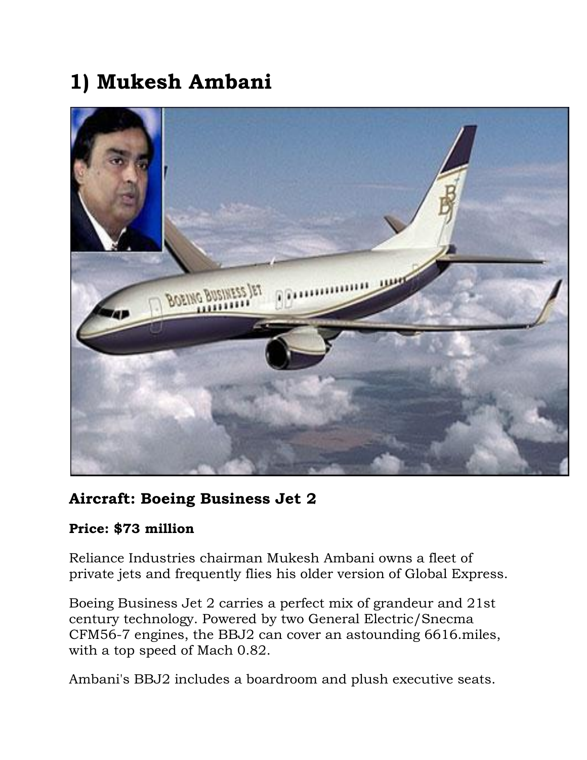# 1) Mukesh Ambani

**Aircraft: Boeing Business Jet 2**

**Price: $73 million**

Reliance Industries chairman Mukesh Ambani owns a fleet of private jets and frequently flies his older version of Global Express.

Boeing Business Jet 2 carries a perfect mix of grandeur and 21st century technology. Powered by two General Electric/Snecma CFM56-7 engines, the BBJ2 can cover an astounding 6616.miles, with a top speed of Mach 0.82.

Ambani's BBJ2 includes a boardroom and plush executive seats.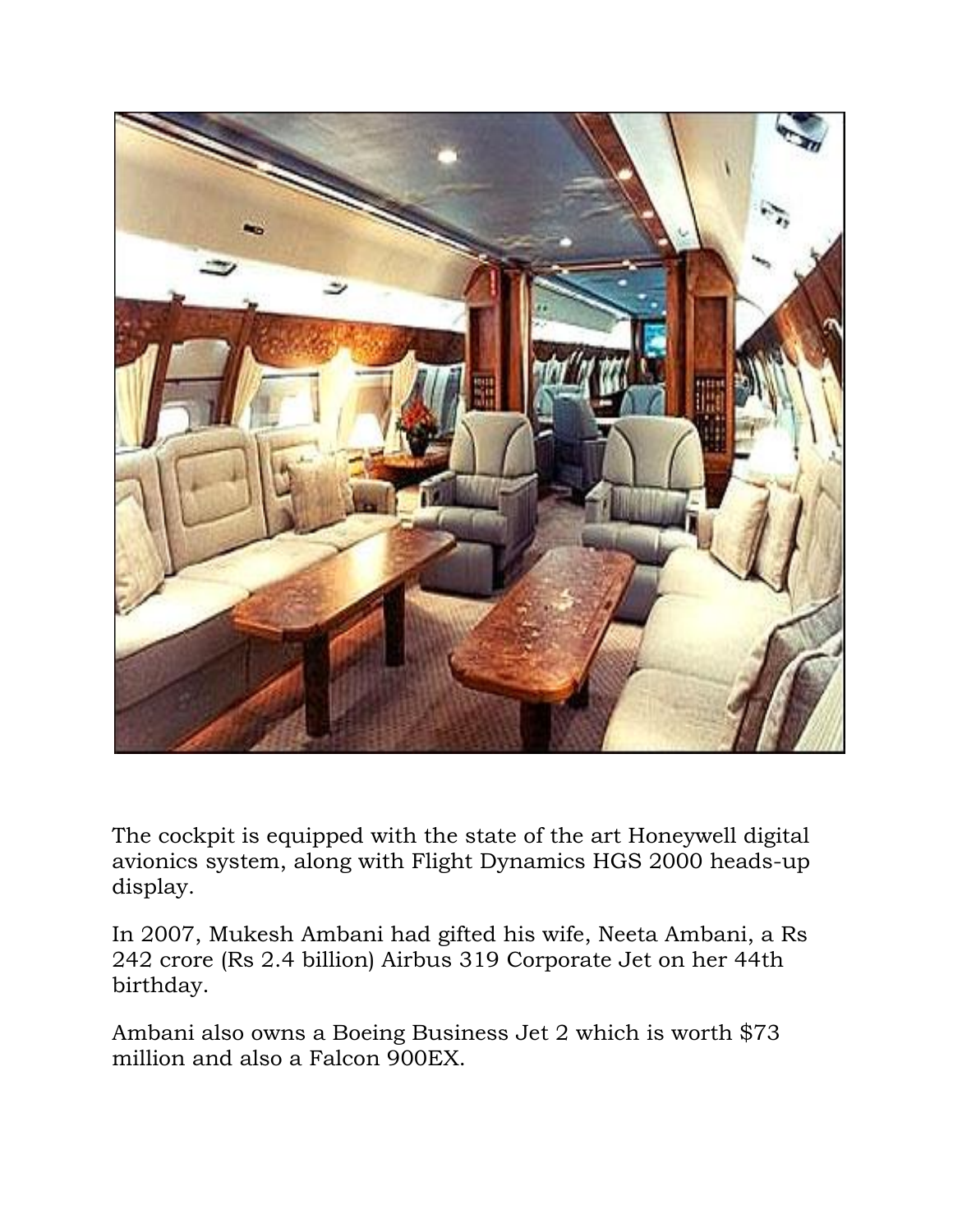The cockpit is equipped with the state of the art Honeywell digital avionics system, along with Flight Dynamics HGS 2000 heads-up display.

In 2007, Mukesh Ambani had gifted his wife, Neeta Ambani, a Rs 242 crore (Rs 2.4 billion) Airbus 319 Corporate Jet on her 44th birthday.

Ambani also owns a Boeing Business Jet 2 which is worth $73 million and also a Falcon 900EX.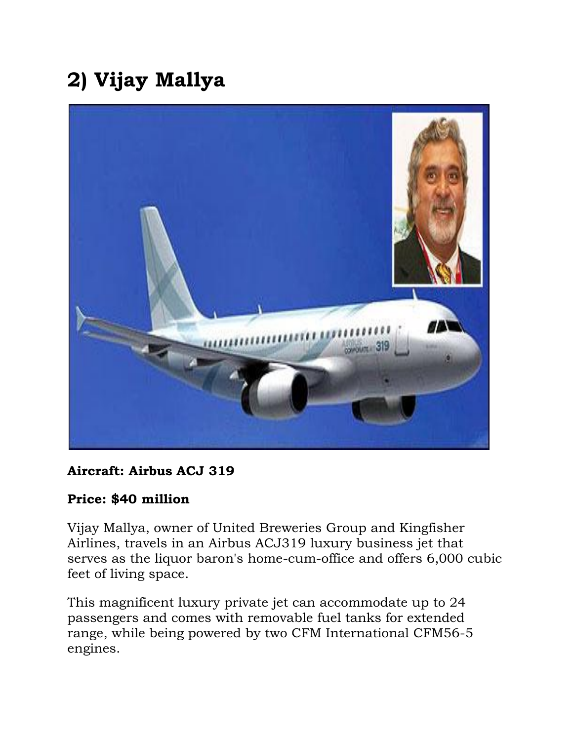## 2) Vijay Mallya

**Aircraft: Airbus ACJ 319**

**Price: $40 million**

Vijay Mallya, owner of United Breweries Group and Kingfisher Airlines, travels in an Airbus ACJ319 luxury business jet that serves as the liquor baron's home-cum-office and offers 6,000 cubic feet of living space.

This magnificent luxury private jet can accommodate up to 24 passengers and comes with removable fuel tanks for extended range, while being powered by two CFM International CFM56-5 engines.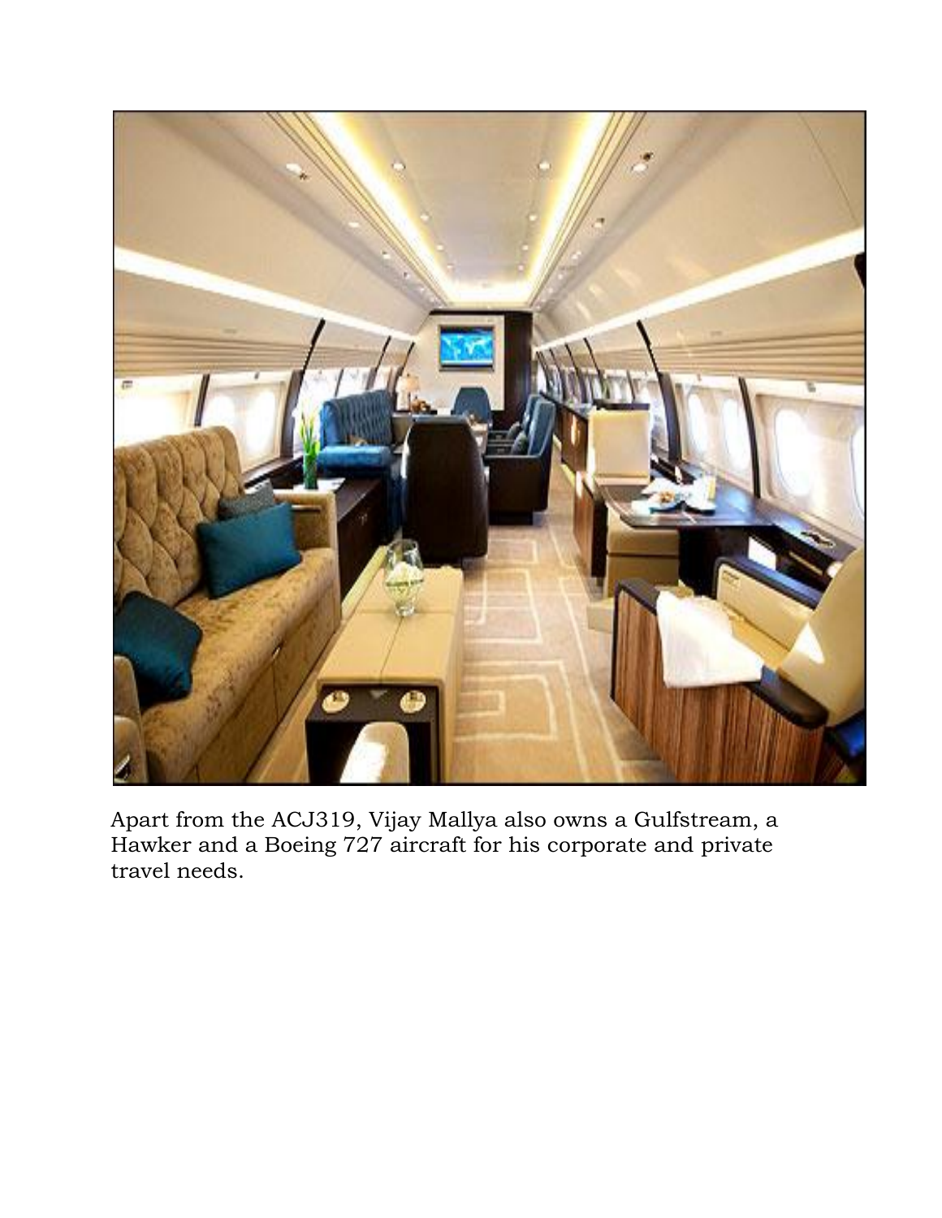Apart from the ACJ319, Vijay Mallya also owns a Gulfstream, a Hawker and a Boeing 727 aircraft for his corporate and private travel needs.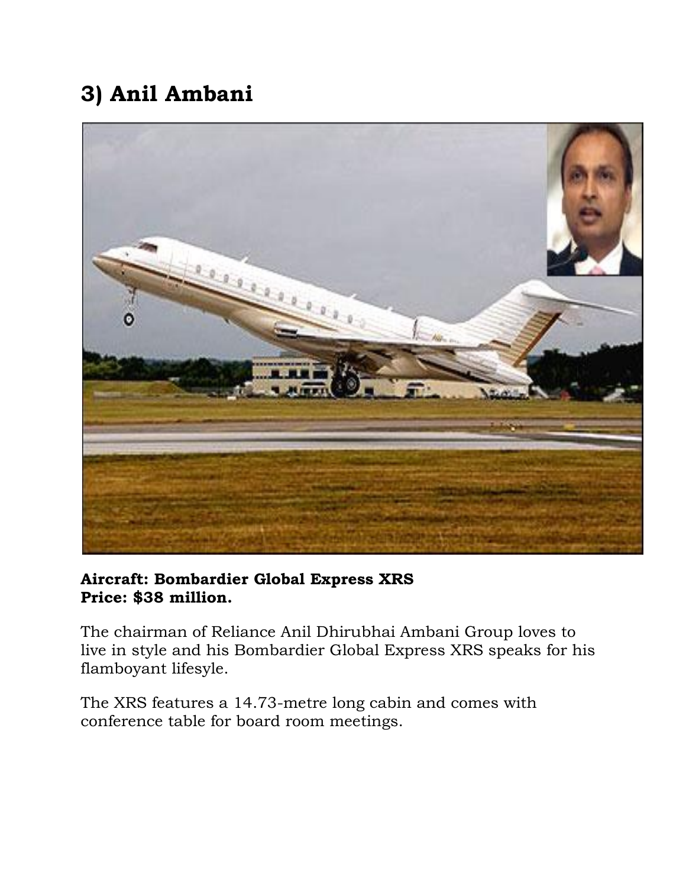# 3) Anil Ambani

**Aircraft: Bombardier Global Express XRS**
**Price: $38 million.**

The chairman of Reliance Anil Dhirubhai Ambani Group loves to live in style and his Bombardier Global Express XRS speaks for his flamboyant lifesyle.

The XRS features a 14.73-metre long cabin and comes with conference table for board room meetings.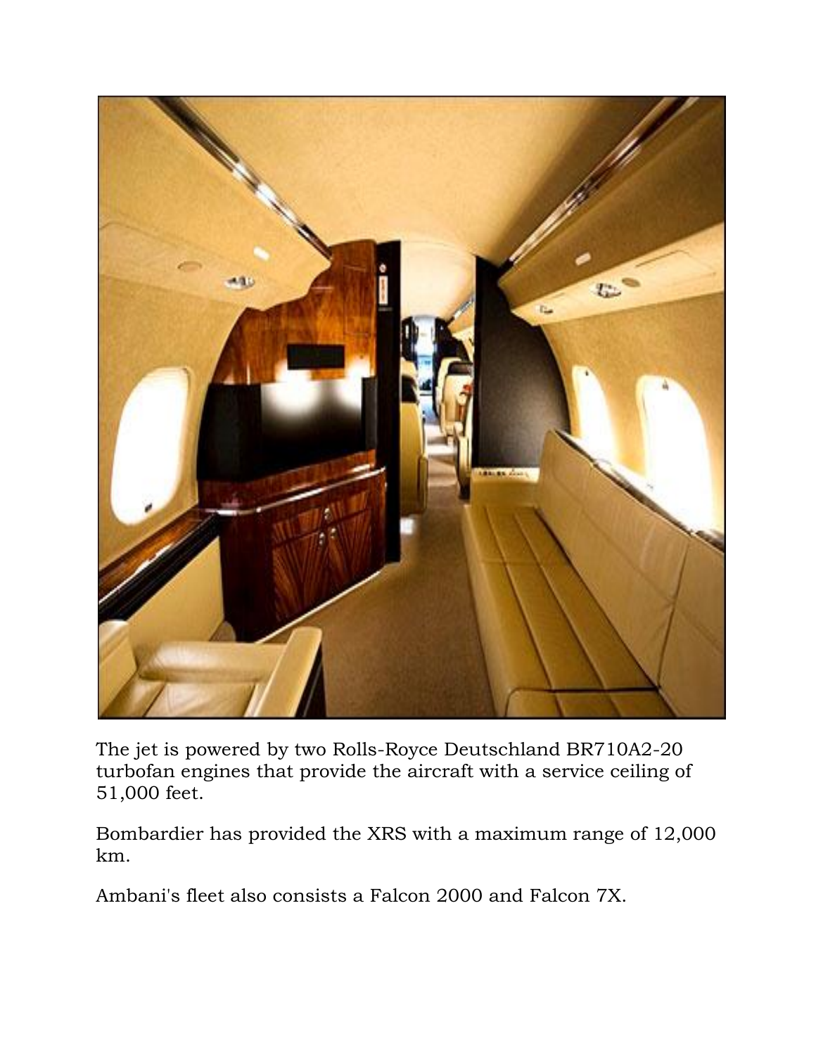The jet is powered by two Rolls-Royce Deutschland BR710A2-20 turbofan engines that provide the aircraft with a service ceiling of 51,000 feet.

Bombardier has provided the XRS with a maximum range of 12,000 km.

Ambani's fleet also consists a Falcon 2000 and Falcon 7X.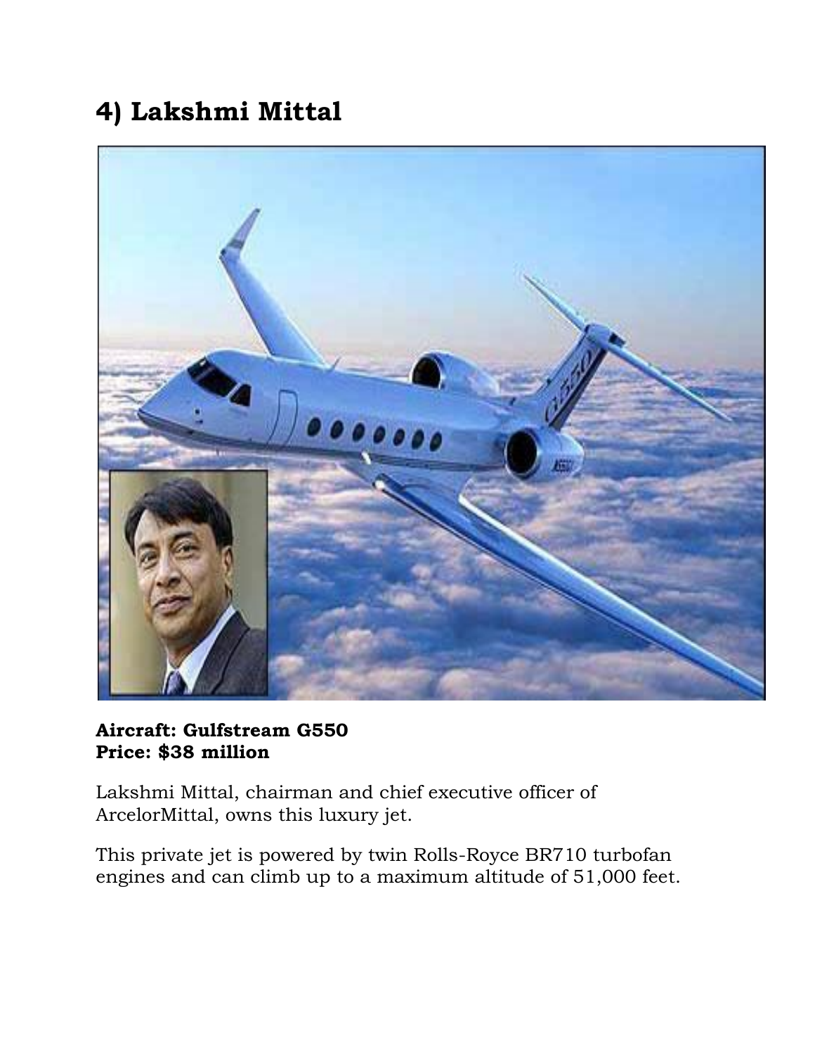# 4) Lakshmi Mittal

**Aircraft: Gulfstream G550**
**Price: $38 million**

Lakshmi Mittal, chairman and chief executive officer of ArcelorMittal, owns this luxury jet.

This private jet is powered by twin Rolls-Royce BR710 turbofan engines and can climb up to a maximum altitude of 51,000 feet.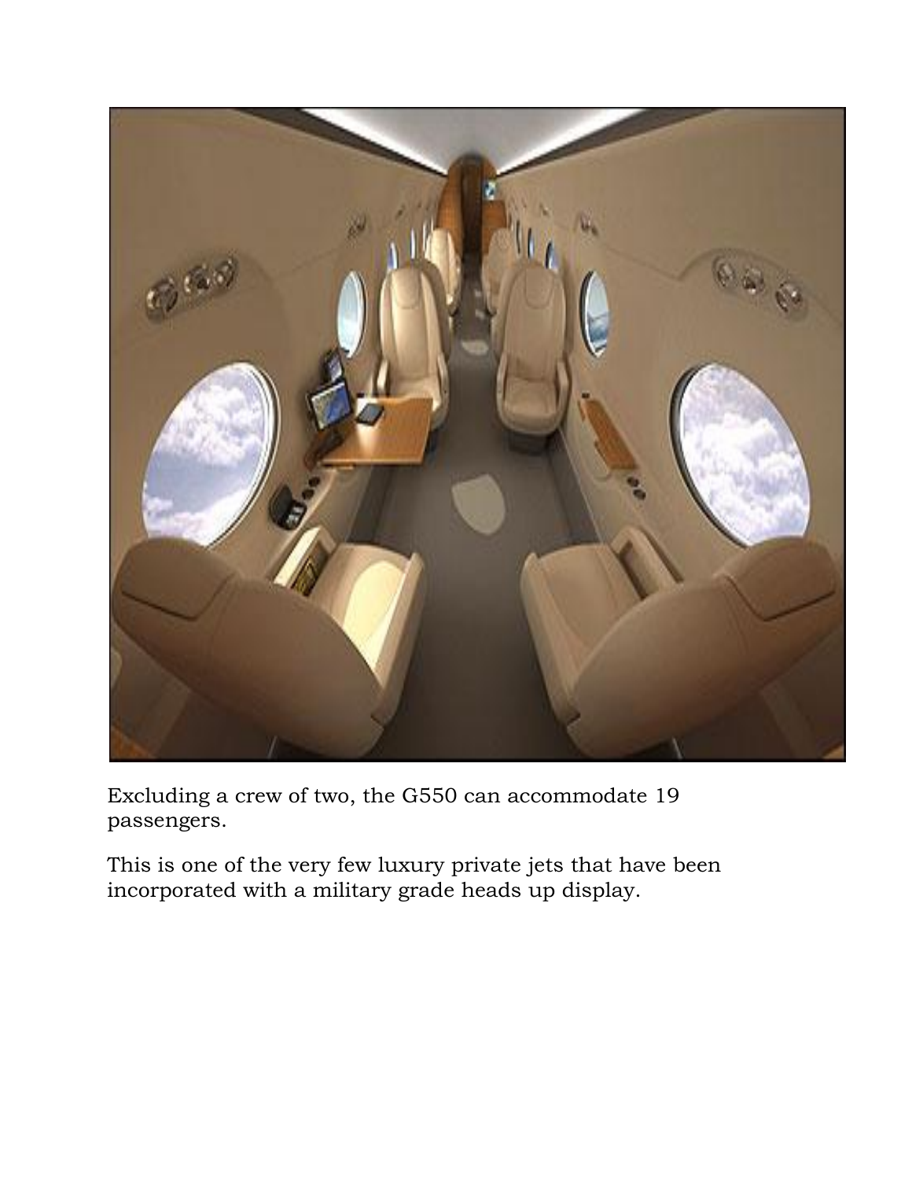Excluding a crew of two, the G550 can accommodate 19 passengers.

This is one of the very few luxury private jets that have been incorporated with a military grade heads up display.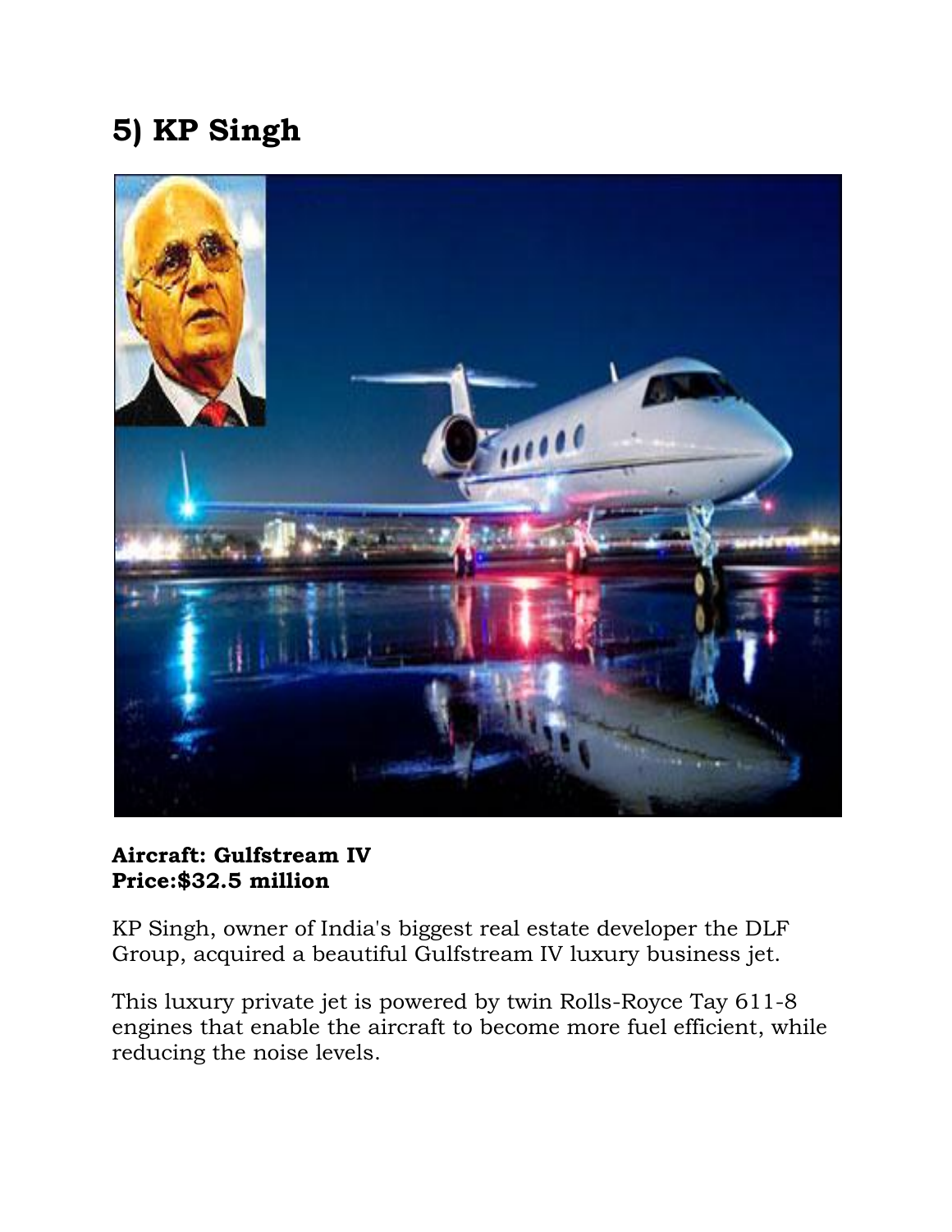## 5) KP Singh

**Aircraft: Gulfstream IV**
**Price:$32.5 million**

KP Singh, owner of India's biggest real estate developer the DLF Group, acquired a beautiful Gulfstream IV luxury business jet.

This luxury private jet is powered by twin Rolls-Royce Tay 611-8 engines that enable the aircraft to become more fuel efficient, while reducing the noise levels.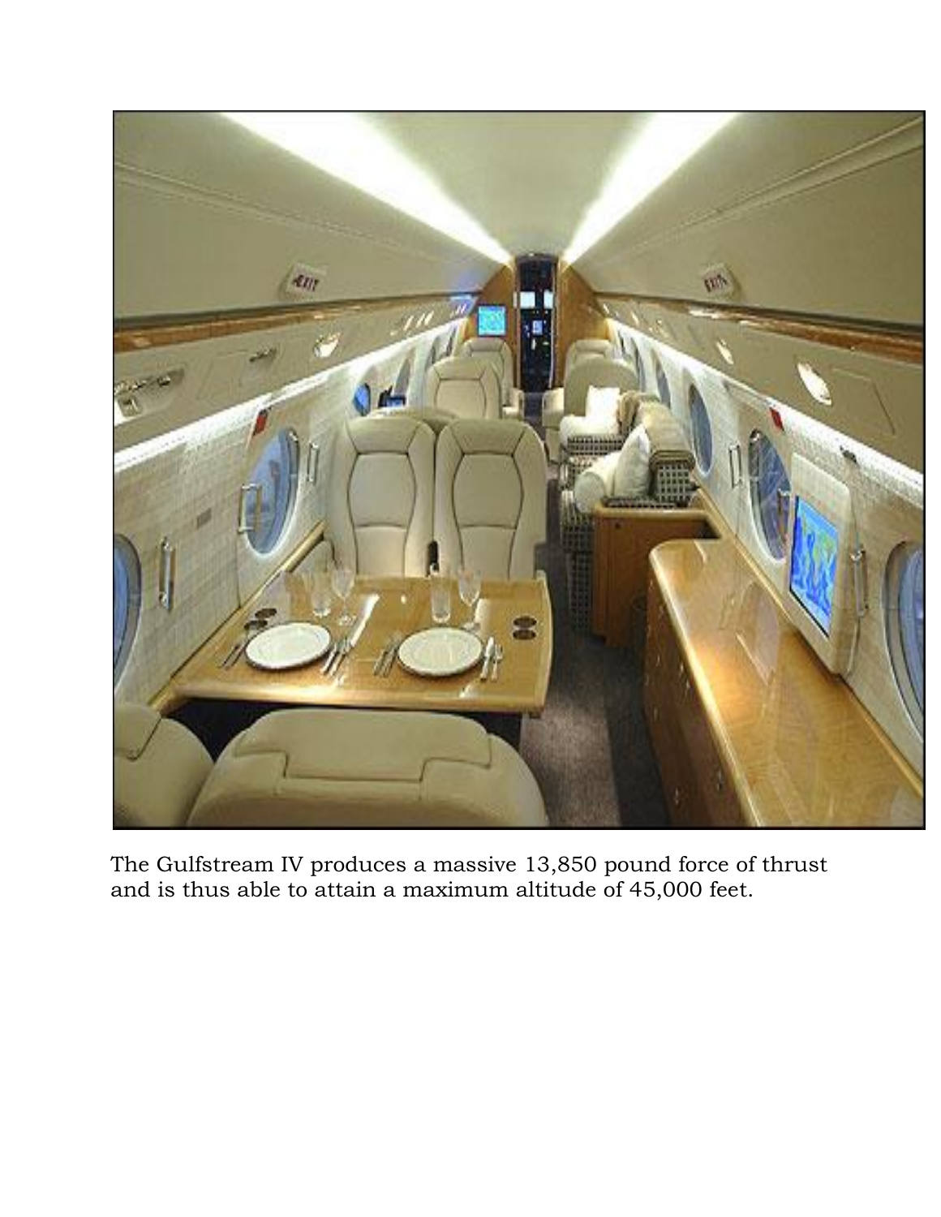The Gulfstream IV produces a massive 13,850 pound force of thrust and is thus able to attain a maximum altitude of 45,000 feet.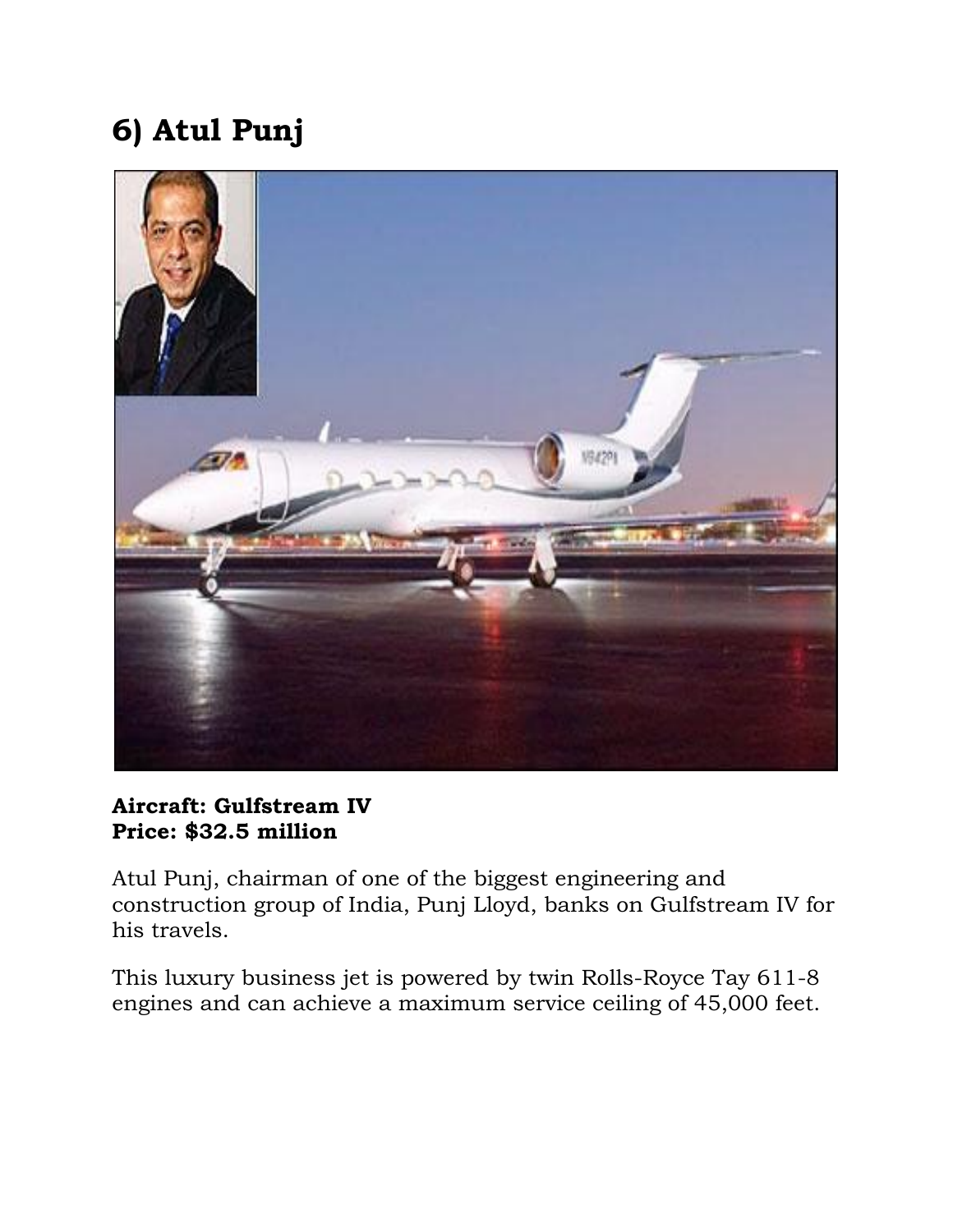# 6) Atul Punj

**Aircraft: Gulfstream IV**
**Price: $32.5 million**

Atul Punj, chairman of one of the biggest engineering and construction group of India, Punj Lloyd, banks on Gulfstream IV for his travels.

This luxury business jet is powered by twin Rolls-Royce Tay 611-8 engines and can achieve a maximum service ceiling of 45,000 feet.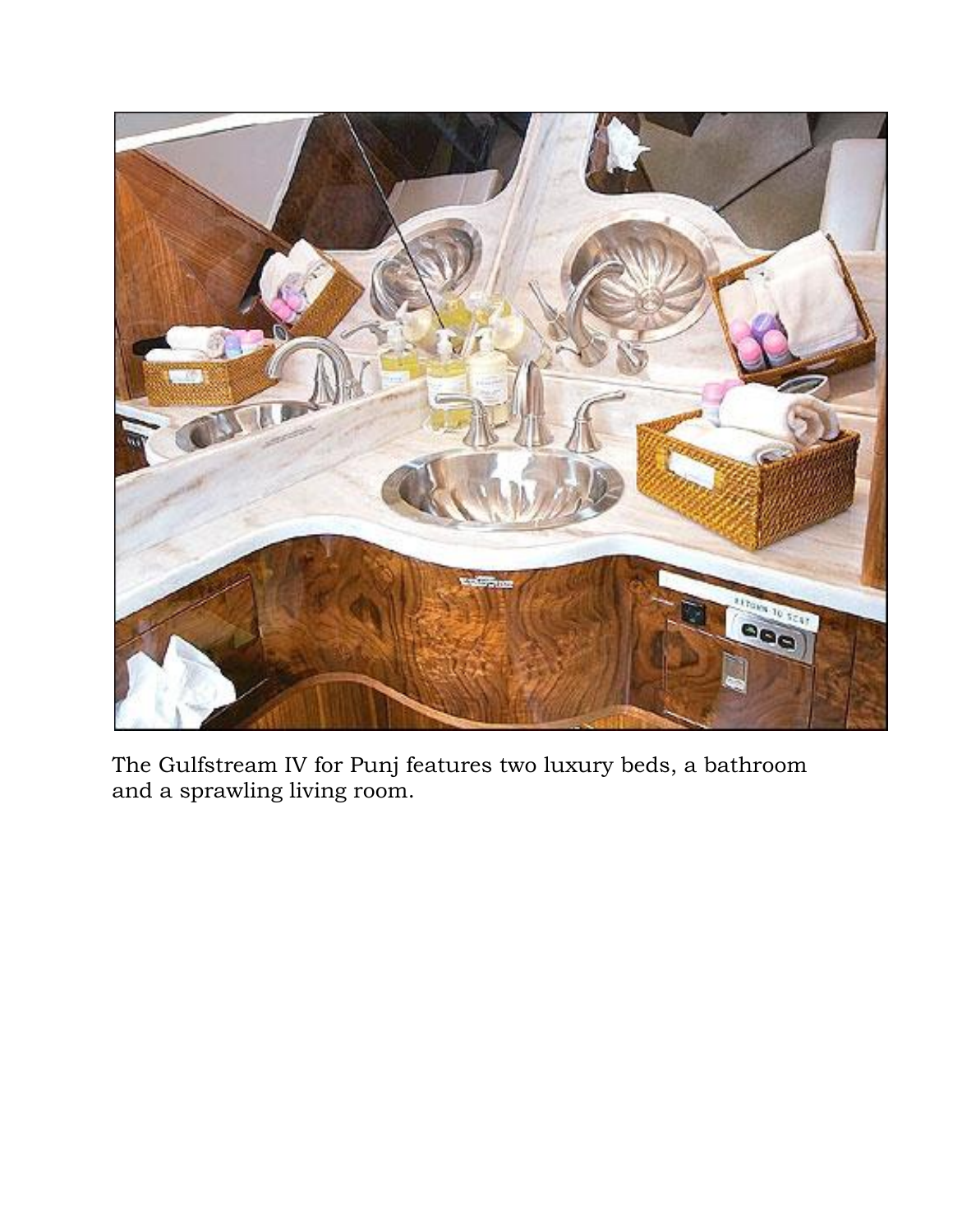The Gulfstream IV for Punj features two luxury beds, a bathroom and a sprawling living room.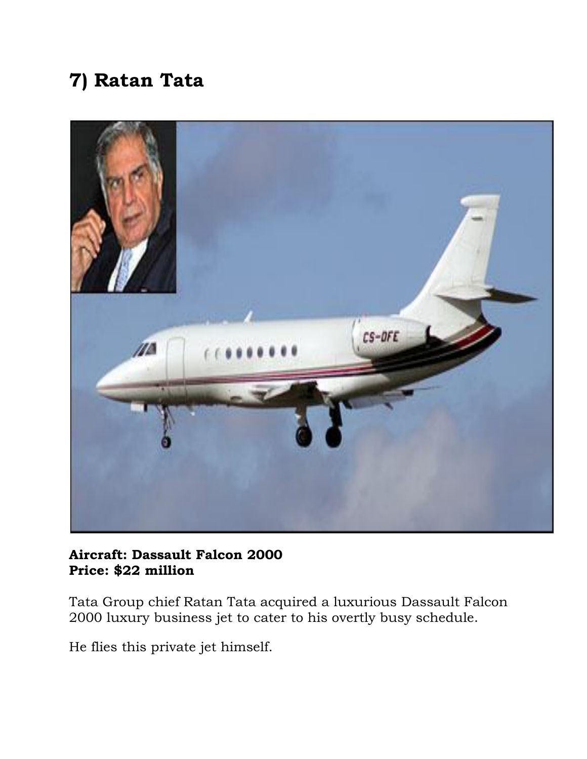## 7) Ratan Tata

**Aircraft: Dassault Falcon 2000**
**Price: $22 million**

Tata Group chief Ratan Tata acquired a luxurious Dassault Falcon 2000 luxury business jet to cater to his overtly busy schedule.

He flies this private jet himself.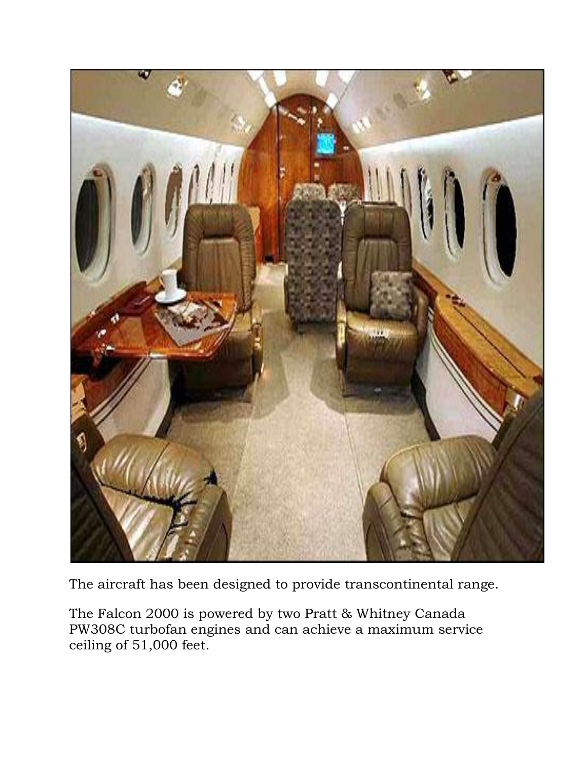The aircraft has been designed to provide transcontinental range.

The Falcon 2000 is powered by two Pratt & Whitney Canada PW308C turbofan engines and can achieve a maximum service ceiling of 51,000 feet.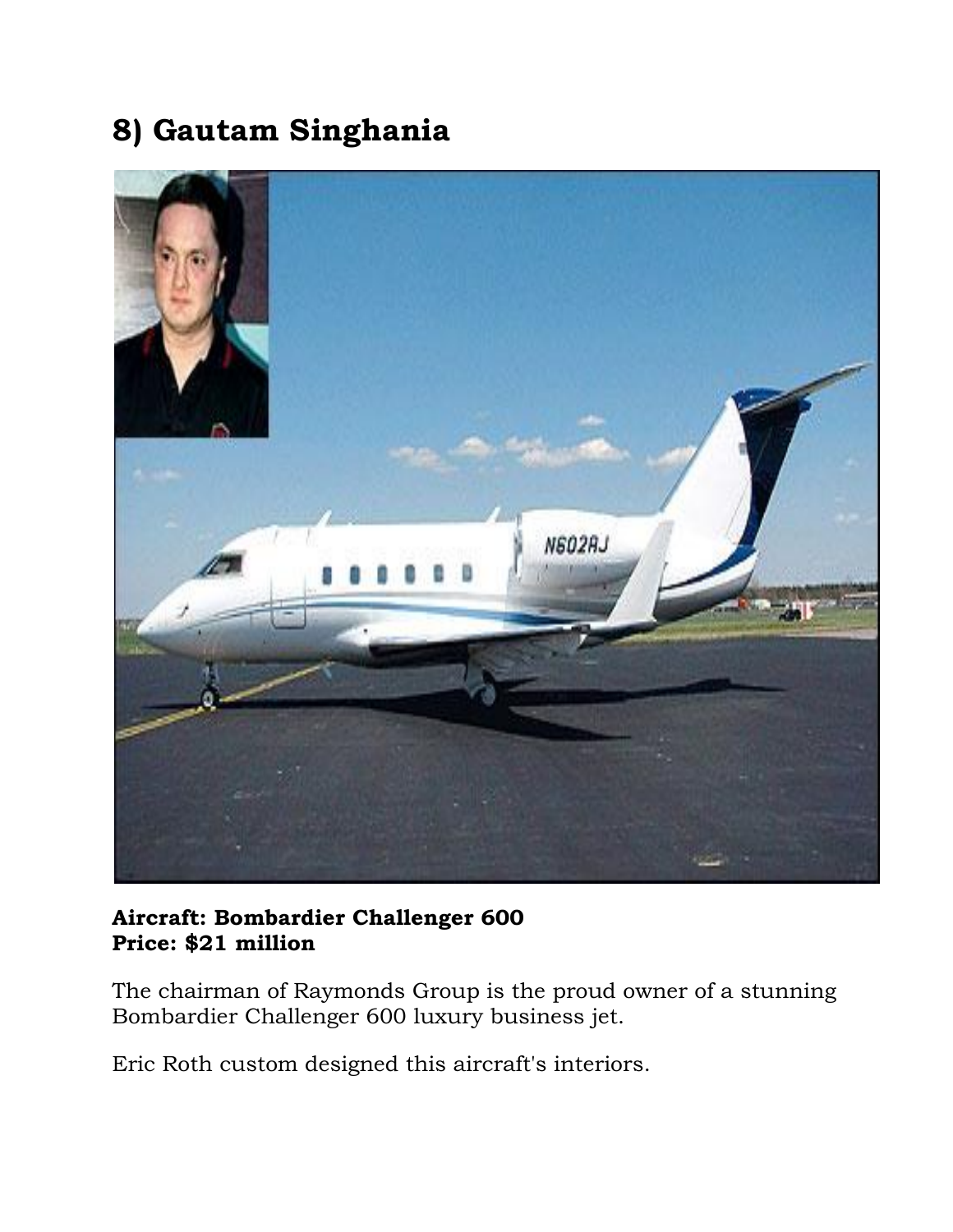## 8) Gautam Singhania

**Aircraft: Bombardier Challenger 600**
**Price: $21 million**

The chairman of Raymonds Group is the proud owner of a stunning Bombardier Challenger 600 luxury business jet.

Eric Roth custom designed this aircraft's interiors.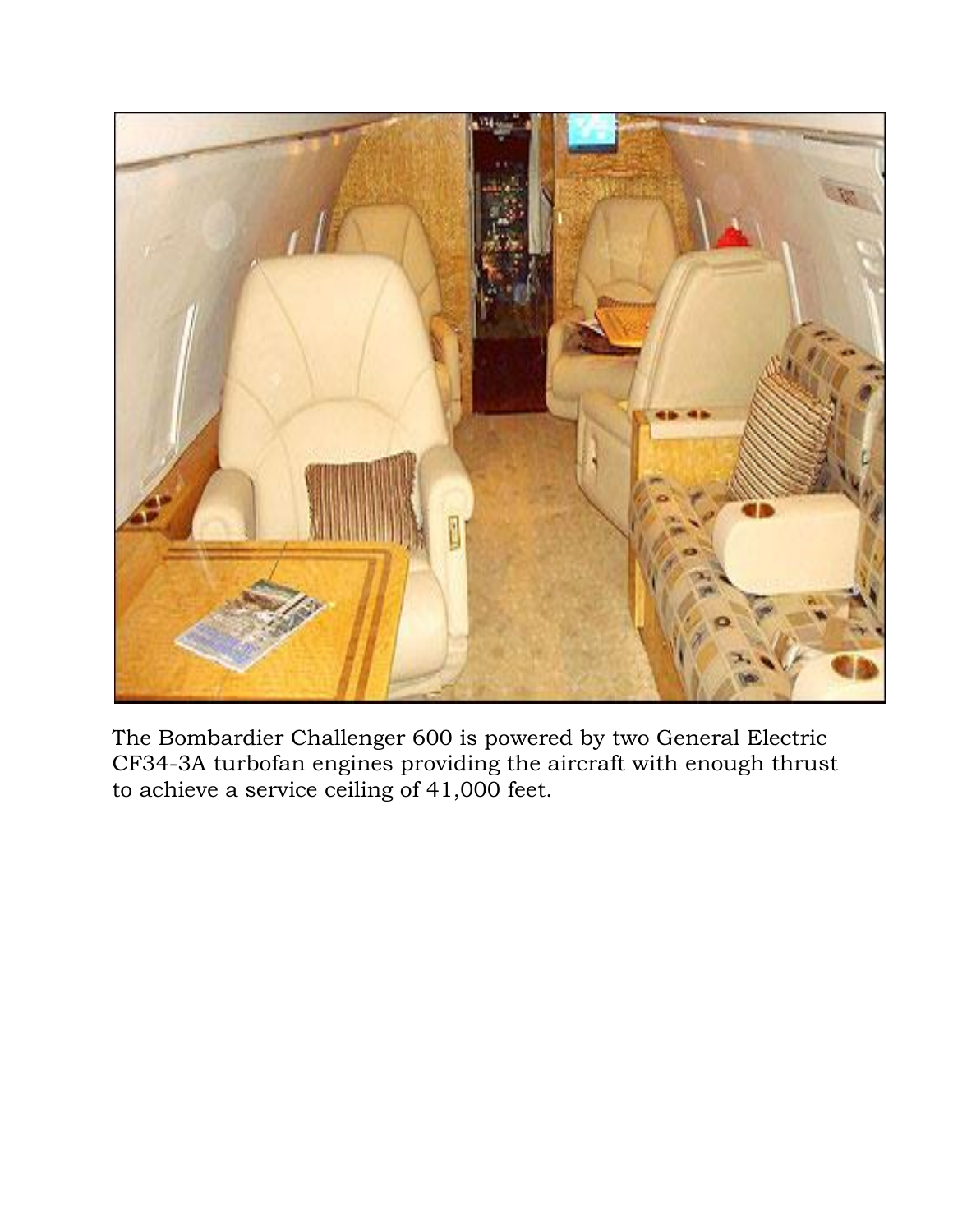The Bombardier Challenger 600 is powered by two General Electric CF34-3A turbofan engines providing the aircraft with enough thrust to achieve a service ceiling of 41,000 feet.